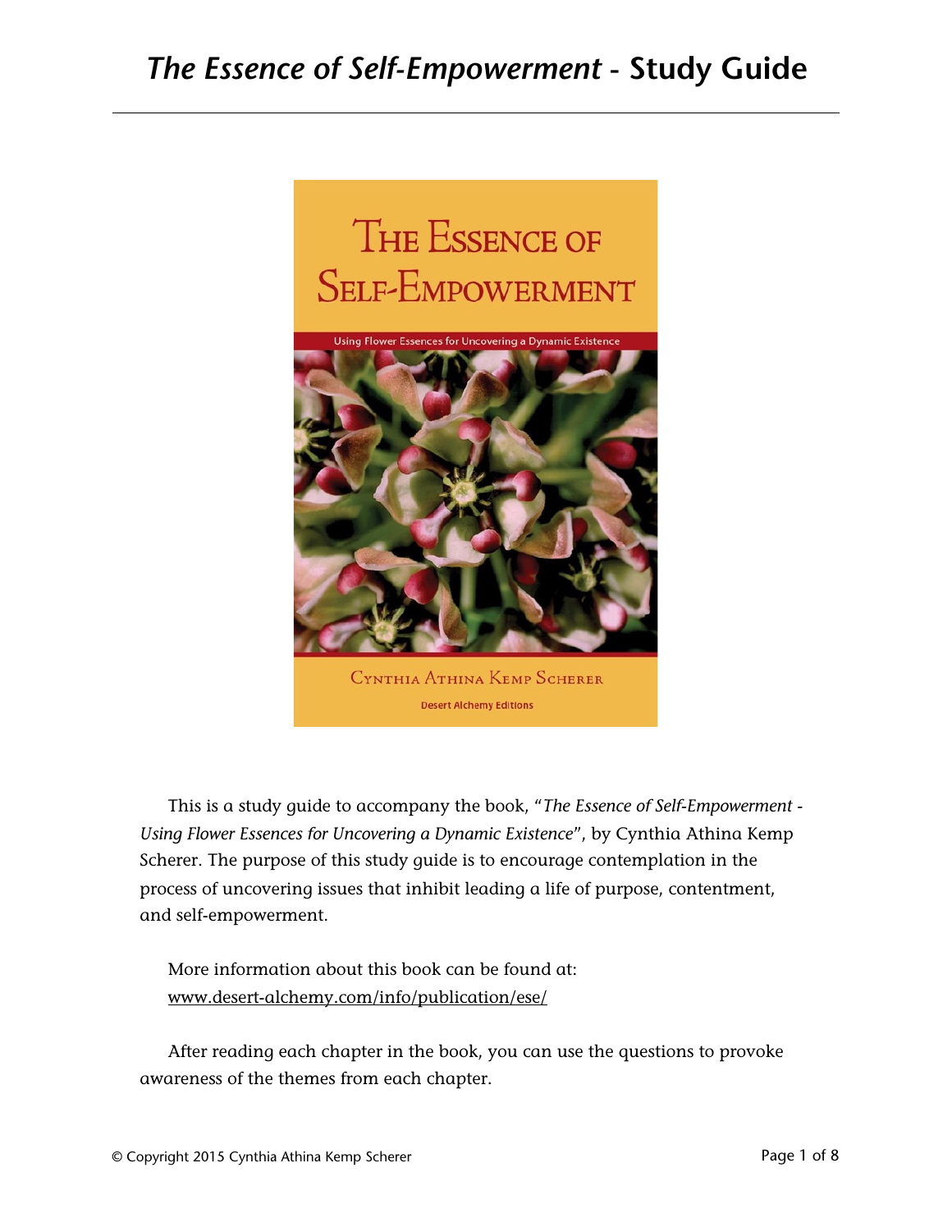# *The Essence of Self-Empowerment* - Study Guide

This is a study guide to accompany the book, "*The Essence of Self-Empowerment - Using Flower Essences for Uncovering a Dynamic Existence*", by Cynthia Athina Kemp Scherer. The purpose of this study guide is to encourage contemplation in the process of uncovering issues that inhibit leading a life of purpose, contentment, and self-empowerment.

More information about this book can be found at: www.desert-alchemy.com/info/publication/ese/

After reading each chapter in the book, you can use the questions to provoke awareness of the themes from each chapter.

© Copyright 2015 Cynthia Athina Kemp Scherer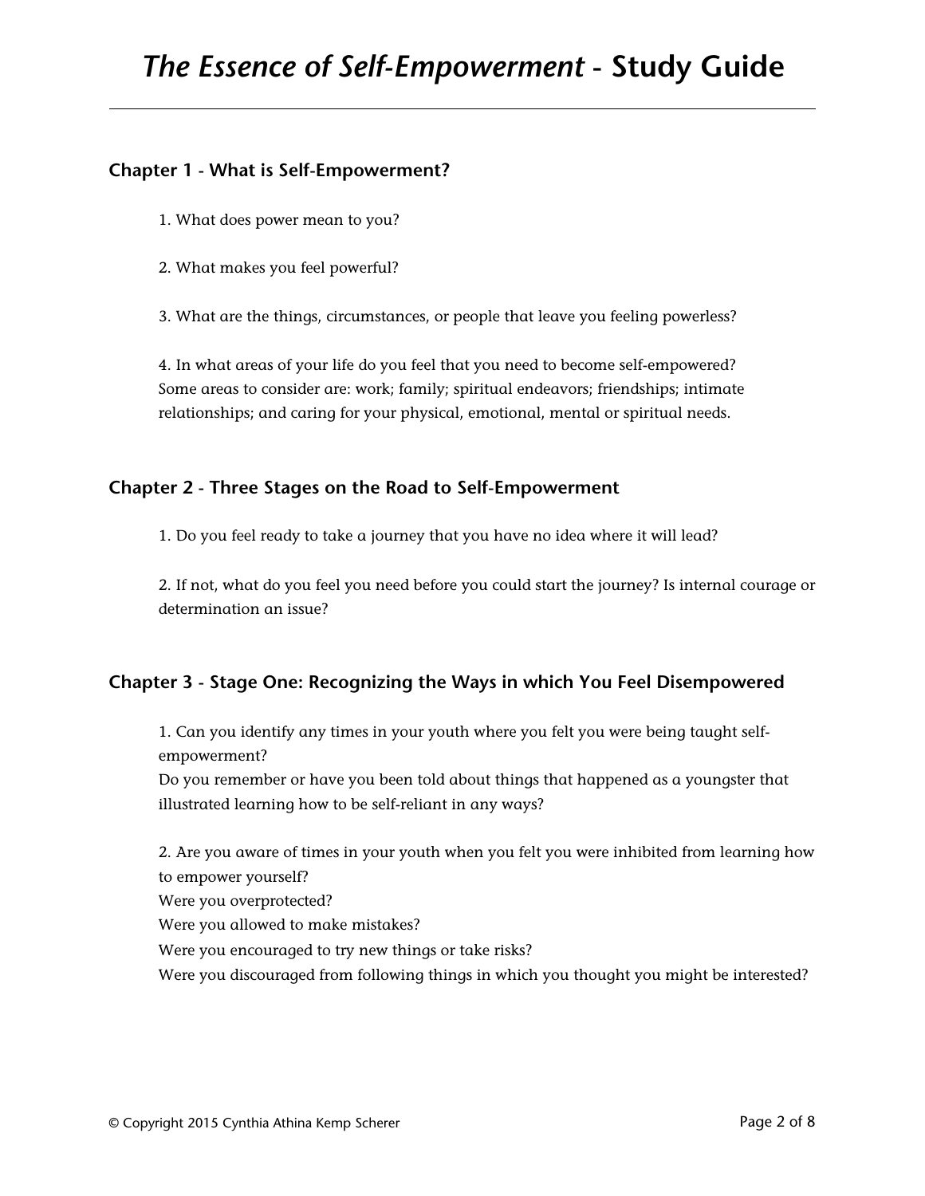## Chapter 1 - What is Self-Empowerment?

1. What does power mean to you?

2. What makes you feel powerful?

3. What are the things, circumstances, or people that leave you feeling powerless?

4. In what areas of your life do you feel that you need to become self-empowered? Some areas to consider are: work; family; spiritual endeavors; friendships; intimate relationships; and caring for your physical, emotional, mental or spiritual needs.

## Chapter 2 - Three Stages on the Road to Self-Empowerment

1. Do you feel ready to take a journey that you have no idea where it will lead?

2. If not, what do you feel you need before you could start the journey? Is internal courage or determination an issue?

## Chapter 3 - Stage One: Recognizing the Ways in which You Feel Disempowered

1. Can you identify any times in your youth where you felt you were being taught self-empowerment?
Do you remember or have you been told about things that happened as a youngster that illustrated learning how to be self-reliant in any ways?

2. Are you aware of times in your youth when you felt you were inhibited from learning how to empower yourself?
Were you overprotected?
Were you allowed to make mistakes?
Were you encouraged to try new things or take risks?
Were you discouraged from following things in which you thought you might be interested?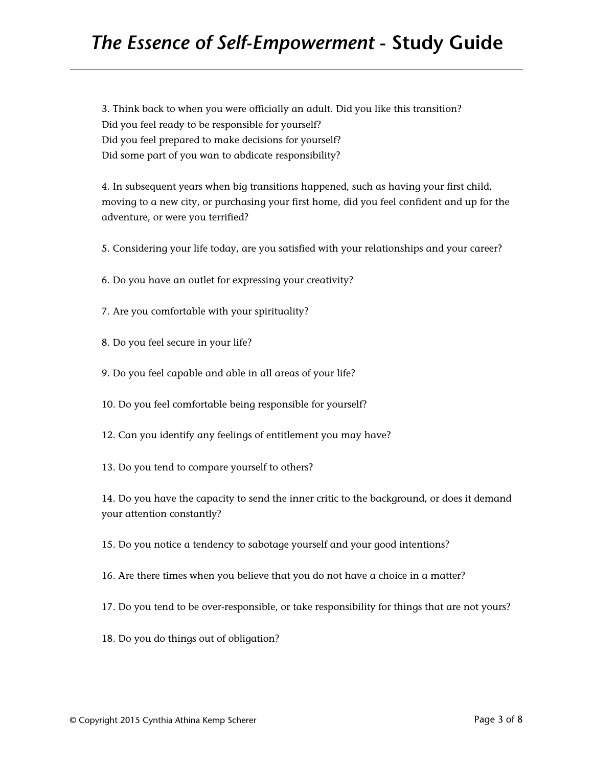3. Think back to when you were officially an adult. Did you like this transition?
Did you feel ready to be responsible for yourself?
Did you feel prepared to make decisions for yourself?
Did some part of you wan to abdicate responsibility?

4. In subsequent years when big transitions happened, such as having your first child, moving to a new city, or purchasing your first home, did you feel confident and up for the adventure, or were you terrified?

5. Considering your life today, are you satisfied with your relationships and your career?

6. Do you have an outlet for expressing your creativity?

7. Are you comfortable with your spirituality?

8. Do you feel secure in your life?

9. Do you feel capable and able in all areas of your life?

10. Do you feel comfortable being responsible for yourself?

12. Can you identify any feelings of entitlement you may have?

13. Do you tend to compare yourself to others?

14. Do you have the capacity to send the inner critic to the background, or does it demand your attention constantly?

15. Do you notice a tendency to sabotage yourself and your good intentions?

16. Are there times when you believe that you do not have a choice in a matter?

17. Do you tend to be over-responsible, or take responsibility for things that are not yours?

18. Do you do things out of obligation?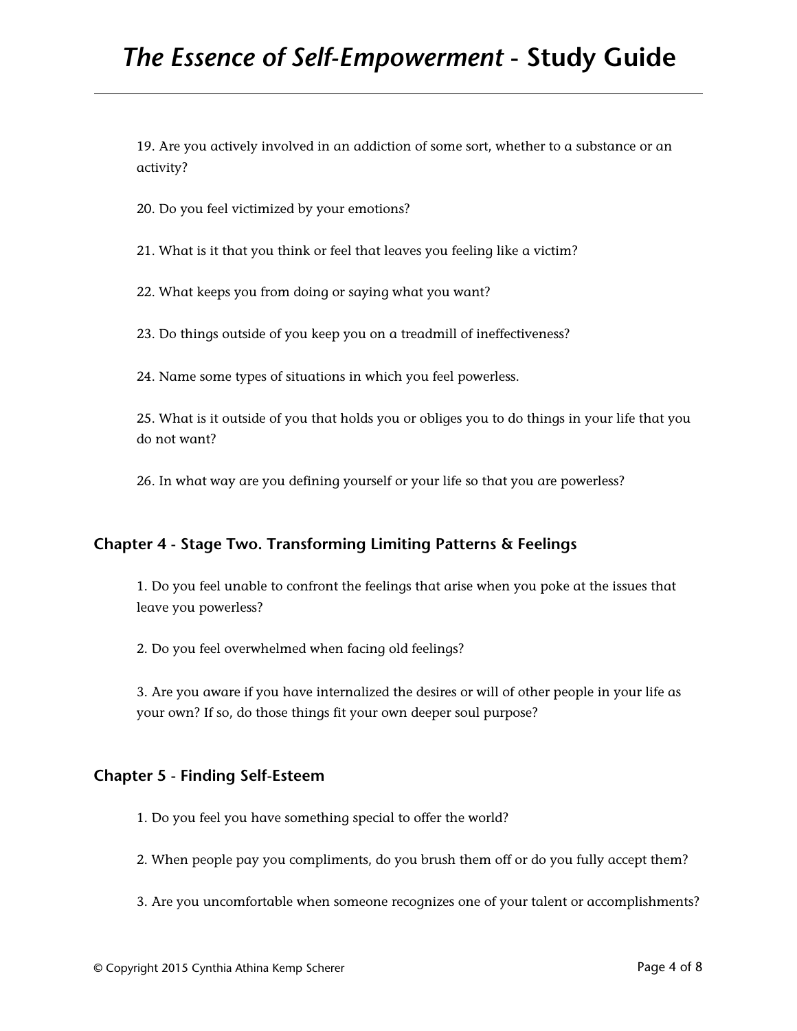19. Are you actively involved in an addiction of some sort, whether to a substance or an activity?

20. Do you feel victimized by your emotions?

21. What is it that you think or feel that leaves you feeling like a victim?

22. What keeps you from doing or saying what you want?

23. Do things outside of you keep you on a treadmill of ineffectiveness?

24. Name some types of situations in which you feel powerless.

25. What is it outside of you that holds you or obliges you to do things in your life that you do not want?

26. In what way are you defining yourself or your life so that you are powerless?

## Chapter 4 - Stage Two. Transforming Limiting Patterns & Feelings

1. Do you feel unable to confront the feelings that arise when you poke at the issues that leave you powerless?

2. Do you feel overwhelmed when facing old feelings?

3. Are you aware if you have internalized the desires or will of other people in your life as your own? If so, do those things fit your own deeper soul purpose?

## Chapter 5 - Finding Self-Esteem

1. Do you feel you have something special to offer the world?

2. When people pay you compliments, do you brush them off or do you fully accept them?

3. Are you uncomfortable when someone recognizes one of your talent or accomplishments?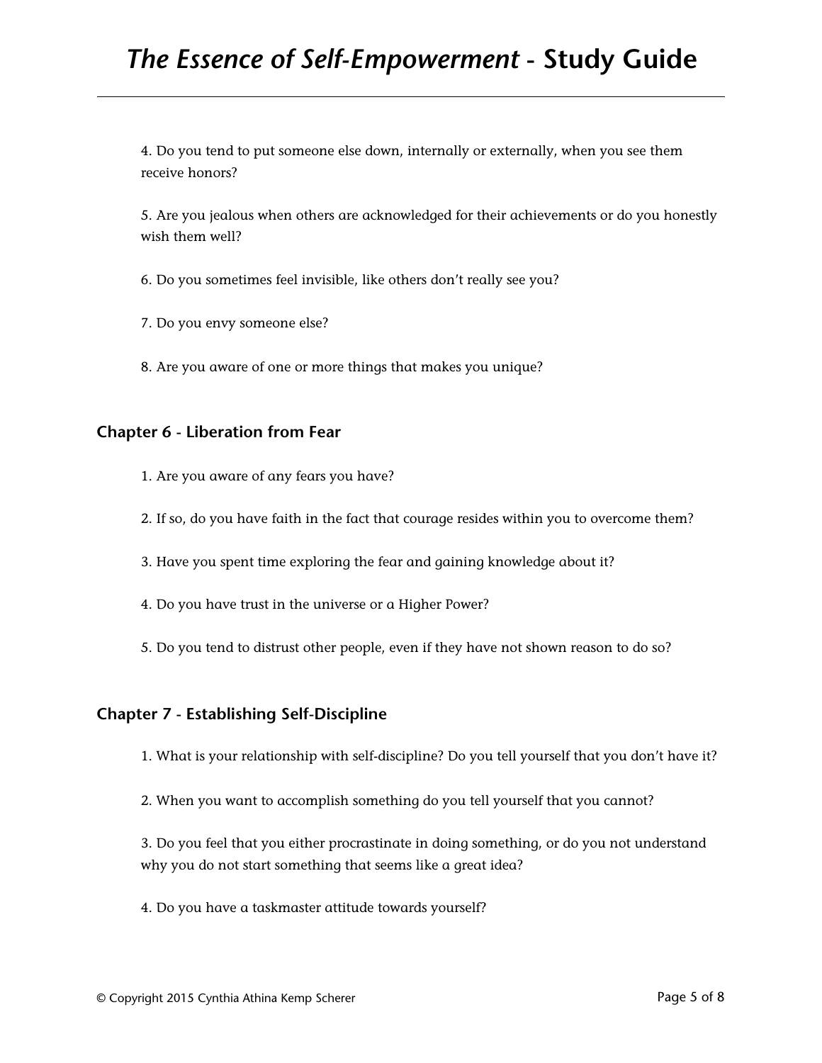4. Do you tend to put someone else down, internally or externally, when you see them receive honors?

5. Are you jealous when others are acknowledged for their achievements or do you honestly wish them well?

6. Do you sometimes feel invisible, like others don't really see you?

7. Do you envy someone else?

8. Are you aware of one or more things that makes you unique?

## Chapter 6 - Liberation from Fear

1. Are you aware of any fears you have?

2. If so, do you have faith in the fact that courage resides within you to overcome them?

3. Have you spent time exploring the fear and gaining knowledge about it?

4. Do you have trust in the universe or a Higher Power?

5. Do you tend to distrust other people, even if they have not shown reason to do so?

## Chapter 7 - Establishing Self-Discipline

1. What is your relationship with self-discipline? Do you tell yourself that you don't have it?

2. When you want to accomplish something do you tell yourself that you cannot?

3. Do you feel that you either procrastinate in doing something, or do you not understand why you do not start something that seems like a great idea?

4. Do you have a taskmaster attitude towards yourself?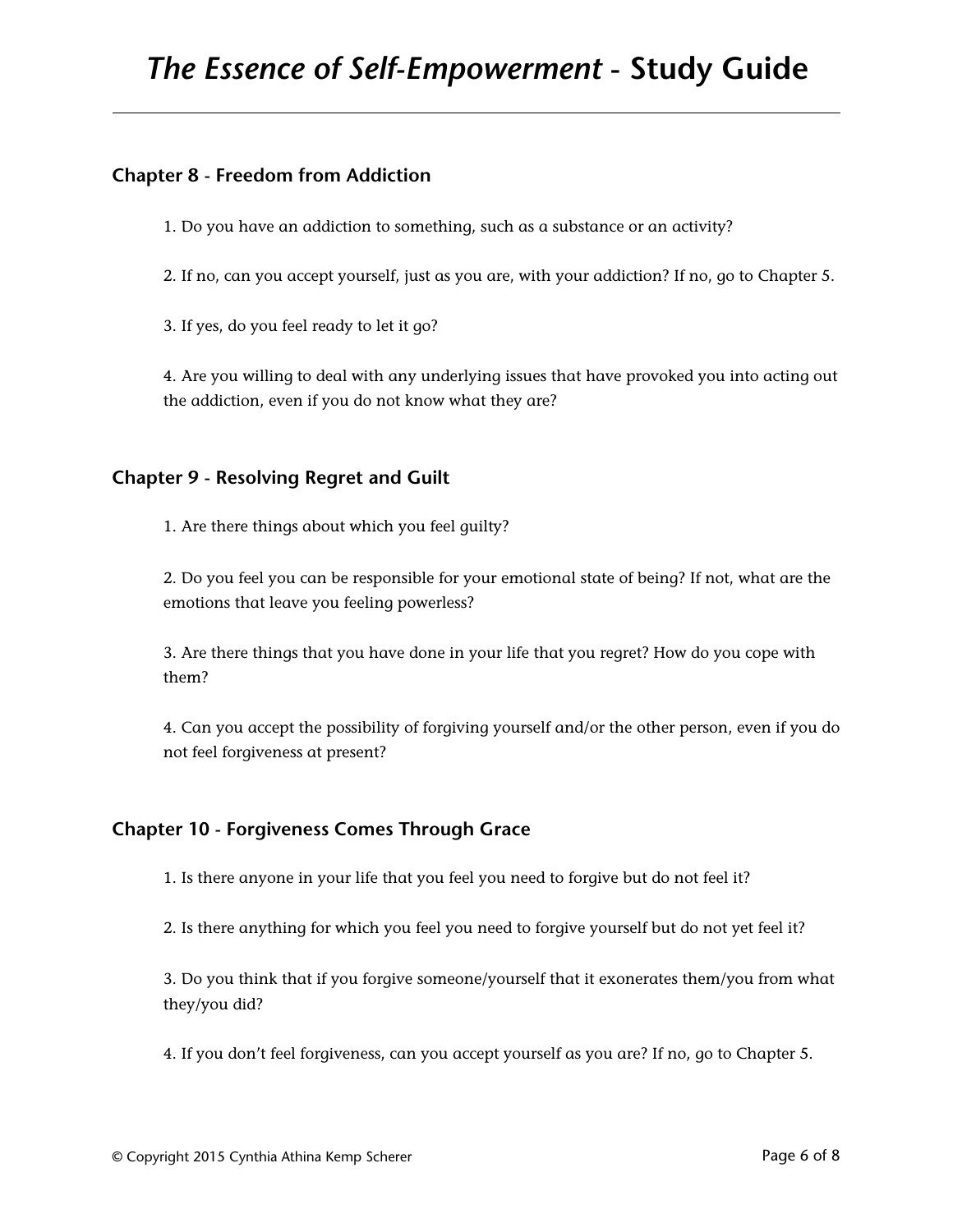## Chapter 8 - Freedom from Addiction

1. Do you have an addiction to something, such as a substance or an activity?

2. If no, can you accept yourself, just as you are, with your addiction? If no, go to Chapter 5.

3. If yes, do you feel ready to let it go?

4. Are you willing to deal with any underlying issues that have provoked you into acting out the addiction, even if you do not know what they are?

## Chapter 9 - Resolving Regret and Guilt

1. Are there things about which you feel guilty?

2. Do you feel you can be responsible for your emotional state of being? If not, what are the emotions that leave you feeling powerless?

3. Are there things that you have done in your life that you regret? How do you cope with them?

4. Can you accept the possibility of forgiving yourself and/or the other person, even if you do not feel forgiveness at present?

## Chapter 10 - Forgiveness Comes Through Grace

1. Is there anyone in your life that you feel you need to forgive but do not feel it?

2. Is there anything for which you feel you need to forgive yourself but do not yet feel it?

3. Do you think that if you forgive someone/yourself that it exonerates them/you from what they/you did?

4. If you don't feel forgiveness, can you accept yourself as you are? If no, go to Chapter 5.

© Copyright 2015 Cynthia Athina Kemp Scherer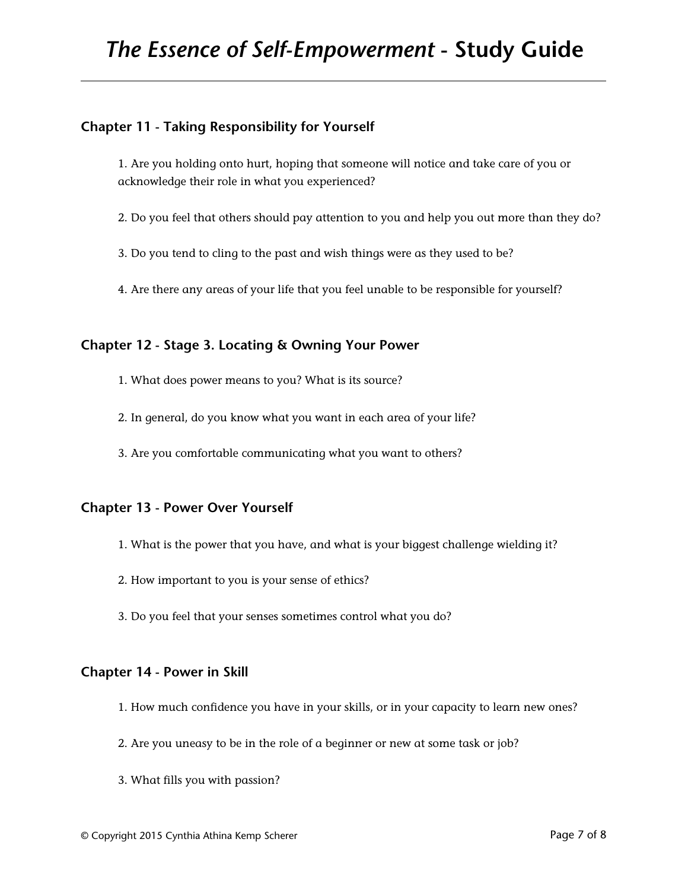## Chapter 11 - Taking Responsibility for Yourself

1. Are you holding onto hurt, hoping that someone will notice and take care of you or acknowledge their role in what you experienced?

2. Do you feel that others should pay attention to you and help you out more than they do?

3. Do you tend to cling to the past and wish things were as they used to be?

4. Are there any areas of your life that you feel unable to be responsible for yourself?

## Chapter 12 - Stage 3. Locating & Owning Your Power

1. What does power means to you? What is its source?

2. In general, do you know what you want in each area of your life?

3. Are you comfortable communicating what you want to others?

## Chapter 13 - Power Over Yourself

1. What is the power that you have, and what is your biggest challenge wielding it?

2. How important to you is your sense of ethics?

3. Do you feel that your senses sometimes control what you do?

## Chapter 14 - Power in Skill

1. How much confidence you have in your skills, or in your capacity to learn new ones?

2. Are you uneasy to be in the role of a beginner or new at some task or job?

3. What fills you with passion?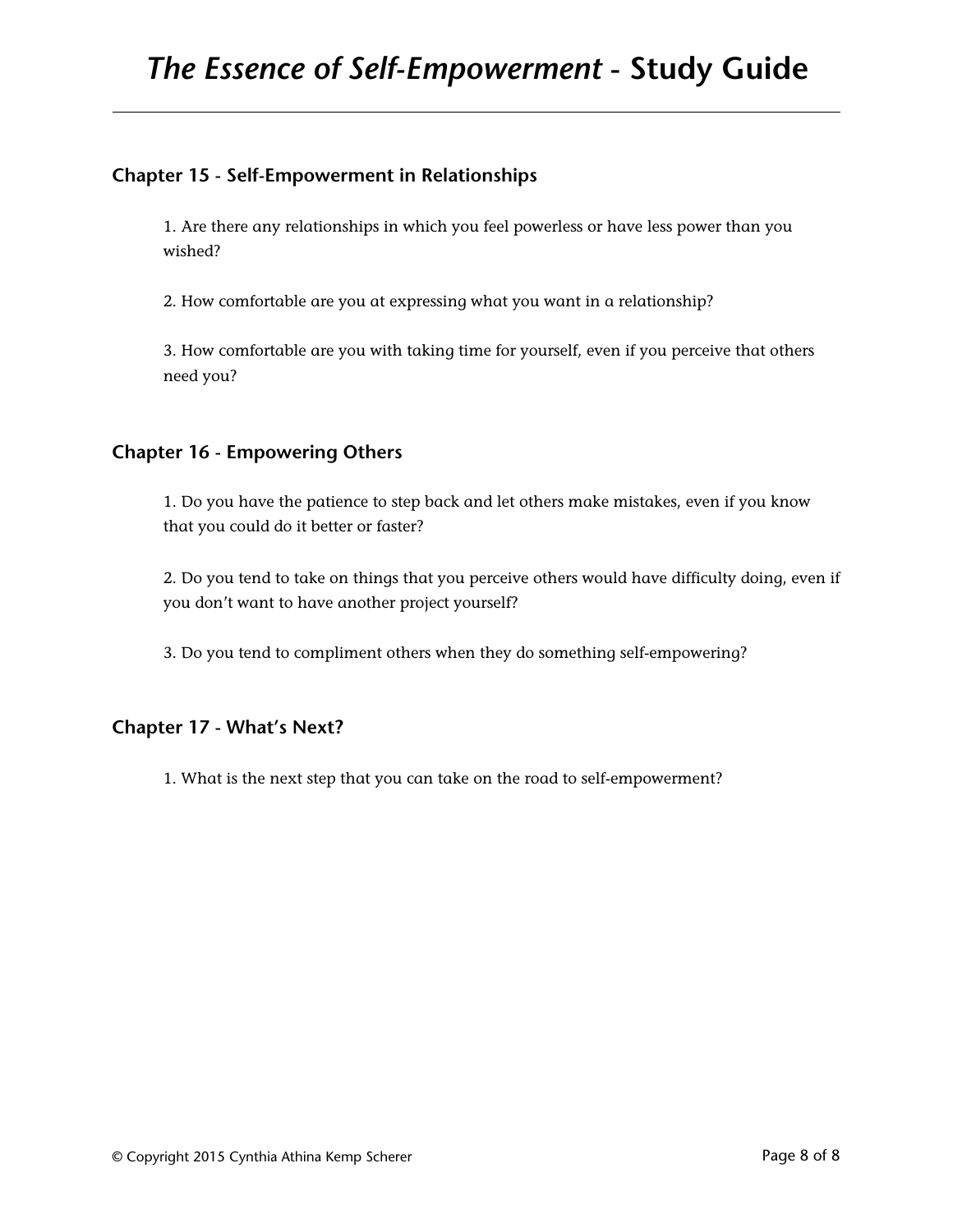## Chapter 15 - Self-Empowerment in Relationships

1. Are there any relationships in which you feel powerless or have less power than you wished?

2. How comfortable are you at expressing what you want in a relationship?

3. How comfortable are you with taking time for yourself, even if you perceive that others need you?

## Chapter 16 - Empowering Others

1. Do you have the patience to step back and let others make mistakes, even if you know that you could do it better or faster?

2. Do you tend to take on things that you perceive others would have difficulty doing, even if you don't want to have another project yourself?

3. Do you tend to compliment others when they do something self-empowering?

## Chapter 17 - What's Next?

1. What is the next step that you can take on the road to self-empowerment?

© Copyright 2015 Cynthia Athina Kemp Scherer